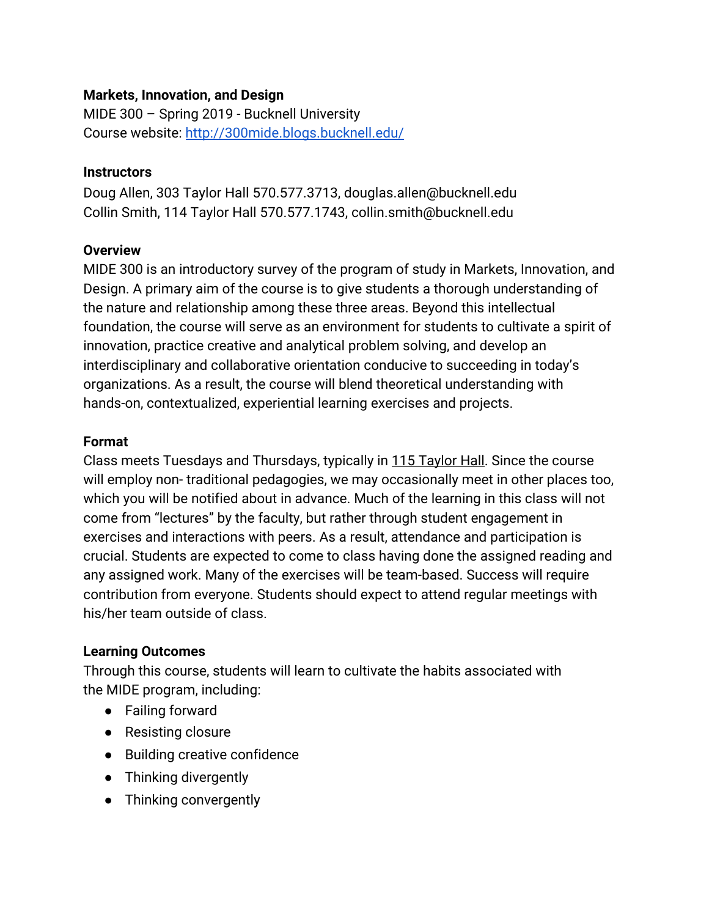**Markets, Innovation, and Design**

MIDE 300 – Spring 2019 - Bucknell University

Course website: [http://300mide.blogs.bucknell.edu/](http://300mide.blogs.bucknell.edu/)

**Instructors**

Doug Allen, 303 Taylor Hall 570.577.3713, douglas.allen@bucknell.edu

Collin Smith, 114 Taylor Hall 570.577.1743, collin.smith@bucknell.edu

**Overview**

MIDE 300 is an introductory survey of the program of study in Markets, Innovation, and Design. A primary aim of the course is to give students a thorough understanding of the nature and relationship among these three areas. Beyond this intellectual foundation, the course will serve as an environment for students to cultivate a spirit of innovation, practice creative and analytical problem solving, and develop an interdisciplinary and collaborative orientation conducive to succeeding in today's organizations. As a result, the course will blend theoretical understanding with hands-on, contextualized, experiential learning exercises and projects.

**Format**

Class meets Tuesdays and Thursdays, typically in 115 Taylor Hall. Since the course will employ non- traditional pedagogies, we may occasionally meet in other places too, which you will be notified about in advance. Much of the learning in this class will not come from "lectures" by the faculty, but rather through student engagement in exercises and interactions with peers. As a result, attendance and participation is crucial. Students are expected to come to class having done the assigned reading and any assigned work. Many of the exercises will be team-based. Success will require contribution from everyone. Students should expect to attend regular meetings with his/her team outside of class.

**Learning Outcomes**

Through this course, students will learn to cultivate the habits associated with the MIDE program, including:

- Failing forward
- Resisting closure
- Building creative confidence
- Thinking divergently
- Thinking convergently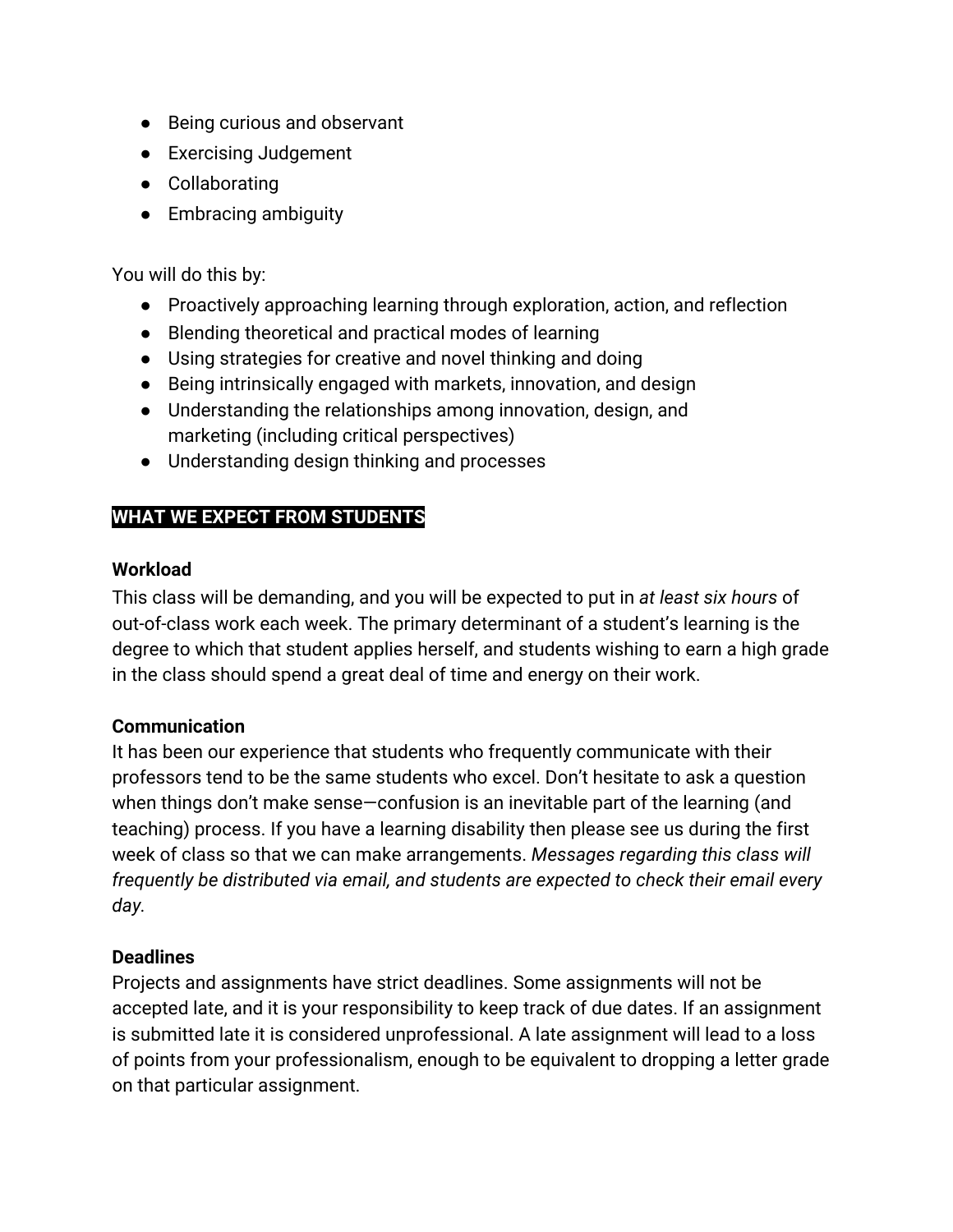- Being curious and observant
- Exercising Judgement
- Collaborating
- Embracing ambiguity

You will do this by:

- Proactively approaching learning through exploration, action, and reflection
- Blending theoretical and practical modes of learning
- Using strategies for creative and novel thinking and doing
- Being intrinsically engaged with markets, innovation, and design
- Understanding the relationships among innovation, design, and marketing (including critical perspectives)
- Understanding design thinking and processes

## WHAT WE EXPECT FROM STUDENTS

**Workload**

This class will be demanding, and you will be expected to put in *at least six hours* of out-of-class work each week. The primary determinant of a student's learning is the degree to which that student applies herself, and students wishing to earn a high grade in the class should spend a great deal of time and energy on their work.

**Communication**

It has been our experience that students who frequently communicate with their professors tend to be the same students who excel. Don't hesitate to ask a question when things don't make sense—confusion is an inevitable part of the learning (and teaching) process. If you have a learning disability then please see us during the first week of class so that we can make arrangements. *Messages regarding this class will frequently be distributed via email, and students are expected to check their email every day.*

**Deadlines**

Projects and assignments have strict deadlines. Some assignments will not be accepted late, and it is your responsibility to keep track of due dates. If an assignment is submitted late it is considered unprofessional. A late assignment will lead to a loss of points from your professionalism, enough to be equivalent to dropping a letter grade on that particular assignment.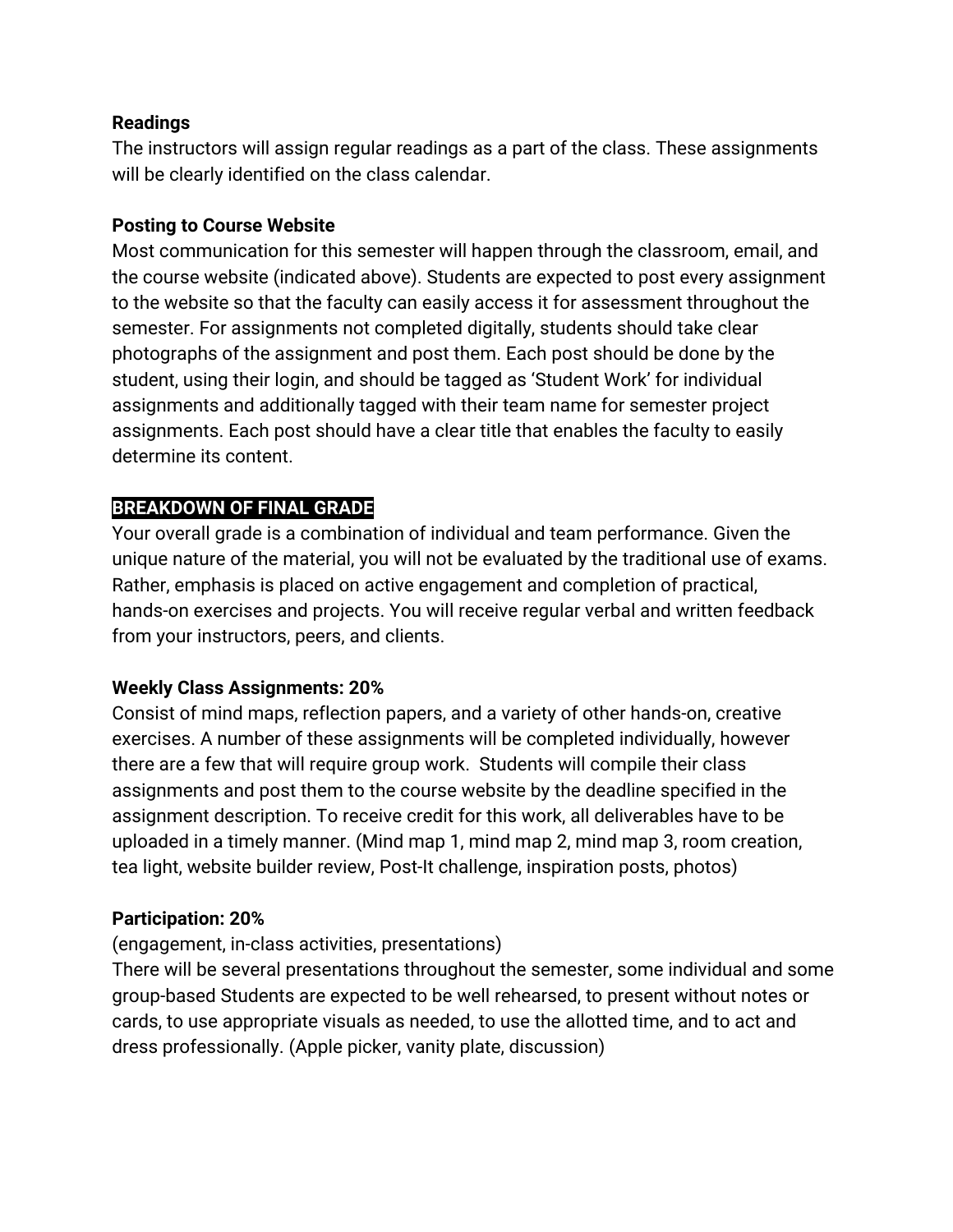**Readings**

The instructors will assign regular readings as a part of the class. These assignments will be clearly identified on the class calendar.

**Posting to Course Website**

Most communication for this semester will happen through the classroom, email, and the course website (indicated above). Students are expected to post every assignment to the website so that the faculty can easily access it for assessment throughout the semester. For assignments not completed digitally, students should take clear photographs of the assignment and post them. Each post should be done by the student, using their login, and should be tagged as 'Student Work' for individual assignments and additionally tagged with their team name for semester project assignments. Each post should have a clear title that enables the faculty to easily determine its content.

## BREAKDOWN OF FINAL GRADE

Your overall grade is a combination of individual and team performance. Given the unique nature of the material, you will not be evaluated by the traditional use of exams. Rather, emphasis is placed on active engagement and completion of practical, hands-on exercises and projects. You will receive regular verbal and written feedback from your instructors, peers, and clients.

**Weekly Class Assignments: 20%**

Consist of mind maps, reflection papers, and a variety of other hands-on, creative exercises. A number of these assignments will be completed individually, however there are a few that will require group work. Students will compile their class assignments and post them to the course website by the deadline specified in the assignment description. To receive credit for this work, all deliverables have to be uploaded in a timely manner. (Mind map 1, mind map 2, mind map 3, room creation, tea light, website builder review, Post-It challenge, inspiration posts, photos)

**Participation: 20%**

(engagement, in-class activities, presentations)

There will be several presentations throughout the semester, some individual and some group-based Students are expected to be well rehearsed, to present without notes or cards, to use appropriate visuals as needed, to use the allotted time, and to act and dress professionally. (Apple picker, vanity plate, discussion)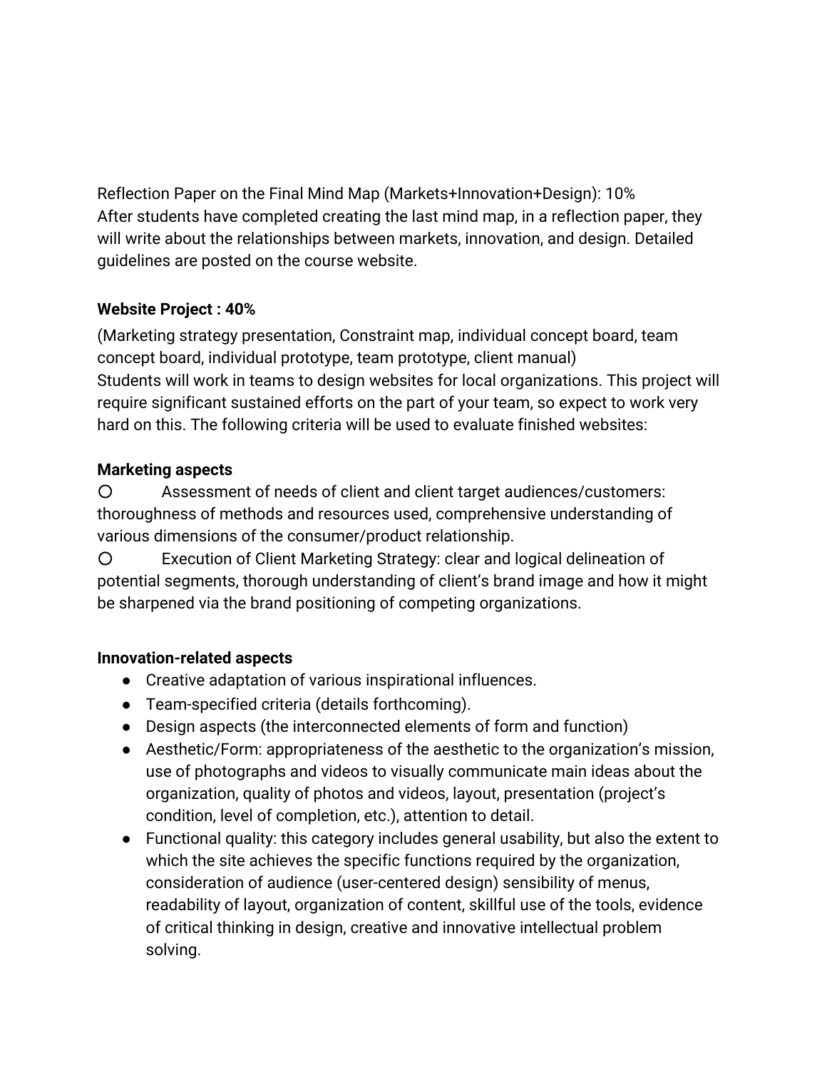Reflection Paper on the Final Mind Map (Markets+Innovation+Design): 10%
After students have completed creating the last mind map, in a reflection paper, they will write about the relationships between markets, innovation, and design. Detailed guidelines are posted on the course website.

**Website Project : 40%**

(Marketing strategy presentation, Constraint map, individual concept board, team concept board, individual prototype, team prototype, client manual)
Students will work in teams to design websites for local organizations. This project will require significant sustained efforts on the part of your team, so expect to work very hard on this. The following criteria will be used to evaluate finished websites:

**Marketing aspects**

- Assessment of needs of client and client target audiences/customers: thoroughness of methods and resources used, comprehensive understanding of various dimensions of the consumer/product relationship.
- Execution of Client Marketing Strategy: clear and logical delineation of potential segments, thorough understanding of client's brand image and how it might be sharpened via the brand positioning of competing organizations.

**Innovation-related aspects**

- Creative adaptation of various inspirational influences.
- Team-specified criteria (details forthcoming).
- Design aspects (the interconnected elements of form and function)
- Aesthetic/Form: appropriateness of the aesthetic to the organization's mission, use of photographs and videos to visually communicate main ideas about the organization, quality of photos and videos, layout, presentation (project's condition, level of completion, etc.), attention to detail.
- Functional quality: this category includes general usability, but also the extent to which the site achieves the specific functions required by the organization, consideration of audience (user-centered design) sensibility of menus, readability of layout, organization of content, skillful use of the tools, evidence of critical thinking in design, creative and innovative intellectual problem solving.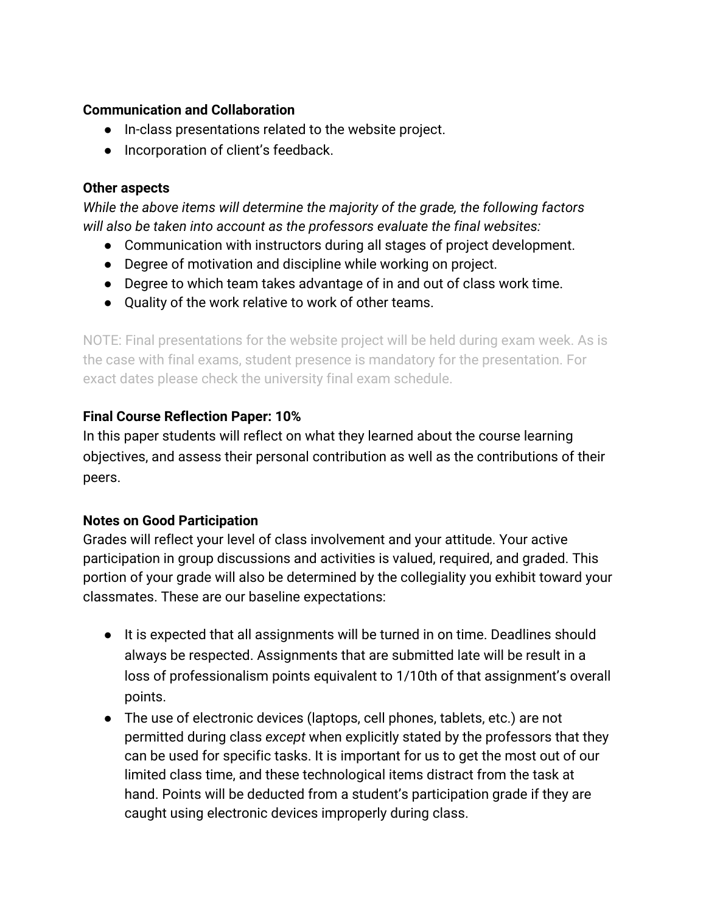**Communication and Collaboration**

- In-class presentations related to the website project.
- Incorporation of client's feedback.

**Other aspects**

*While the above items will determine the majority of the grade, the following factors will also be taken into account as the professors evaluate the final websites:*

- Communication with instructors during all stages of project development.
- Degree of motivation and discipline while working on project.
- Degree to which team takes advantage of in and out of class work time.
- Quality of the work relative to work of other teams.

NOTE: Final presentations for the website project will be held during exam week. As is the case with final exams, student presence is mandatory for the presentation. For exact dates please check the university final exam schedule.

**Final Course Reflection Paper: 10%**

In this paper students will reflect on what they learned about the course learning objectives, and assess their personal contribution as well as the contributions of their peers.

**Notes on Good Participation**

Grades will reflect your level of class involvement and your attitude. Your active participation in group discussions and activities is valued, required, and graded. This portion of your grade will also be determined by the collegiality you exhibit toward your classmates. These are our baseline expectations:

- It is expected that all assignments will be turned in on time. Deadlines should always be respected. Assignments that are submitted late will be result in a loss of professionalism points equivalent to 1/10th of that assignment's overall points.
- The use of electronic devices (laptops, cell phones, tablets, etc.) are not permitted during class *except* when explicitly stated by the professors that they can be used for specific tasks. It is important for us to get the most out of our limited class time, and these technological items distract from the task at hand. Points will be deducted from a student's participation grade if they are caught using electronic devices improperly during class.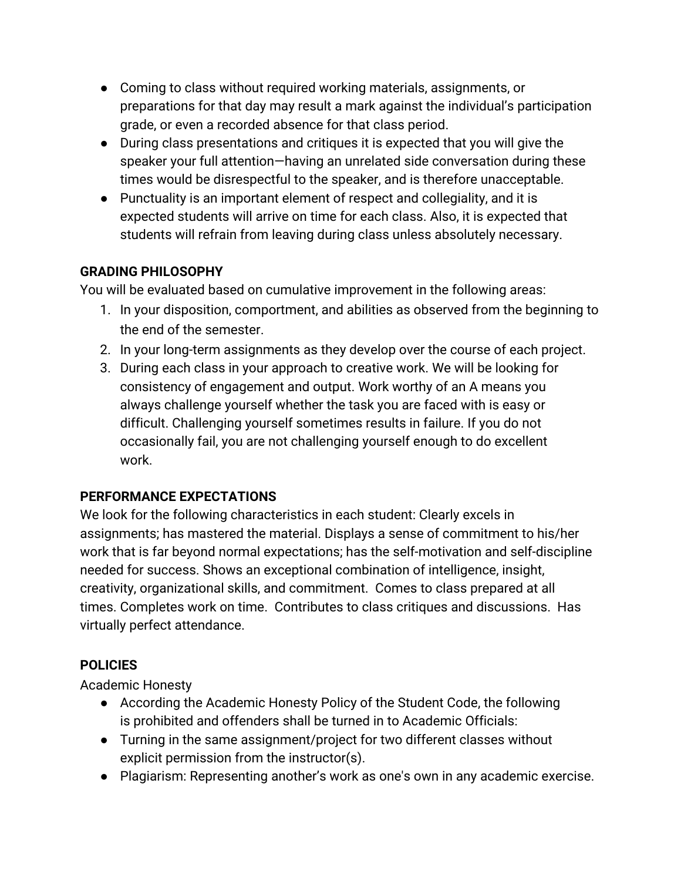- Coming to class without required working materials, assignments, or preparations for that day may result a mark against the individual's participation grade, or even a recorded absence for that class period.
- During class presentations and critiques it is expected that you will give the speaker your full attention—having an unrelated side conversation during these times would be disrespectful to the speaker, and is therefore unacceptable.
- Punctuality is an important element of respect and collegiality, and it is expected students will arrive on time for each class. Also, it is expected that students will refrain from leaving during class unless absolutely necessary.

**GRADING PHILOSOPHY**

You will be evaluated based on cumulative improvement in the following areas:

1. In your disposition, comportment, and abilities as observed from the beginning to the end of the semester.
2. In your long-term assignments as they develop over the course of each project.
3. During each class in your approach to creative work. We will be looking for consistency of engagement and output. Work worthy of an A means you always challenge yourself whether the task you are faced with is easy or difficult. Challenging yourself sometimes results in failure. If you do not occasionally fail, you are not challenging yourself enough to do excellent work.

**PERFORMANCE EXPECTATIONS**

We look for the following characteristics in each student: Clearly excels in assignments; has mastered the material. Displays a sense of commitment to his/her work that is far beyond normal expectations; has the self-motivation and self-discipline needed for success. Shows an exceptional combination of intelligence, insight, creativity, organizational skills, and commitment. Comes to class prepared at all times. Completes work on time. Contributes to class critiques and discussions. Has virtually perfect attendance.

**POLICIES**

Academic Honesty

- According the Academic Honesty Policy of the Student Code, the following is prohibited and offenders shall be turned in to Academic Officials:
- Turning in the same assignment/project for two different classes without explicit permission from the instructor(s).
- Plagiarism: Representing another's work as one's own in any academic exercise.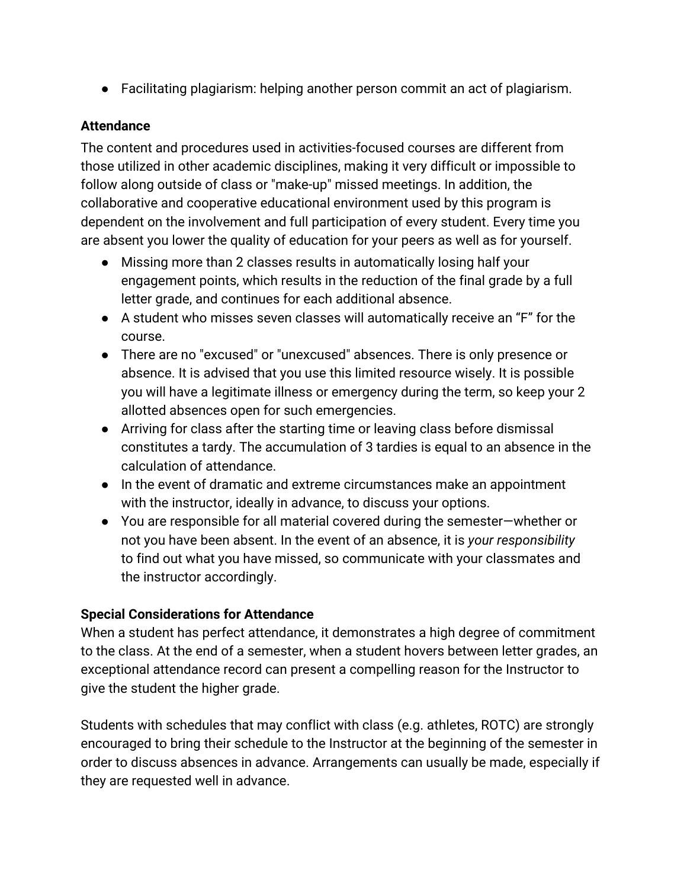- Facilitating plagiarism: helping another person commit an act of plagiarism.

**Attendance**

The content and procedures used in activities-focused courses are different from those utilized in other academic disciplines, making it very difficult or impossible to follow along outside of class or "make-up" missed meetings. In addition, the collaborative and cooperative educational environment used by this program is dependent on the involvement and full participation of every student. Every time you are absent you lower the quality of education for your peers as well as for yourself.

- Missing more than 2 classes results in automatically losing half your engagement points, which results in the reduction of the final grade by a full letter grade, and continues for each additional absence.
- A student who misses seven classes will automatically receive an "F" for the course.
- There are no "excused" or "unexcused" absences. There is only presence or absence. It is advised that you use this limited resource wisely. It is possible you will have a legitimate illness or emergency during the term, so keep your 2 allotted absences open for such emergencies.
- Arriving for class after the starting time or leaving class before dismissal constitutes a tardy. The accumulation of 3 tardies is equal to an absence in the calculation of attendance.
- In the event of dramatic and extreme circumstances make an appointment with the instructor, ideally in advance, to discuss your options.
- You are responsible for all material covered during the semester—whether or not you have been absent. In the event of an absence, it is *your responsibility* to find out what you have missed, so communicate with your classmates and the instructor accordingly.

**Special Considerations for Attendance**

When a student has perfect attendance, it demonstrates a high degree of commitment to the class. At the end of a semester, when a student hovers between letter grades, an exceptional attendance record can present a compelling reason for the Instructor to give the student the higher grade.

Students with schedules that may conflict with class (e.g. athletes, ROTC) are strongly encouraged to bring their schedule to the Instructor at the beginning of the semester in order to discuss absences in advance. Arrangements can usually be made, especially if they are requested well in advance.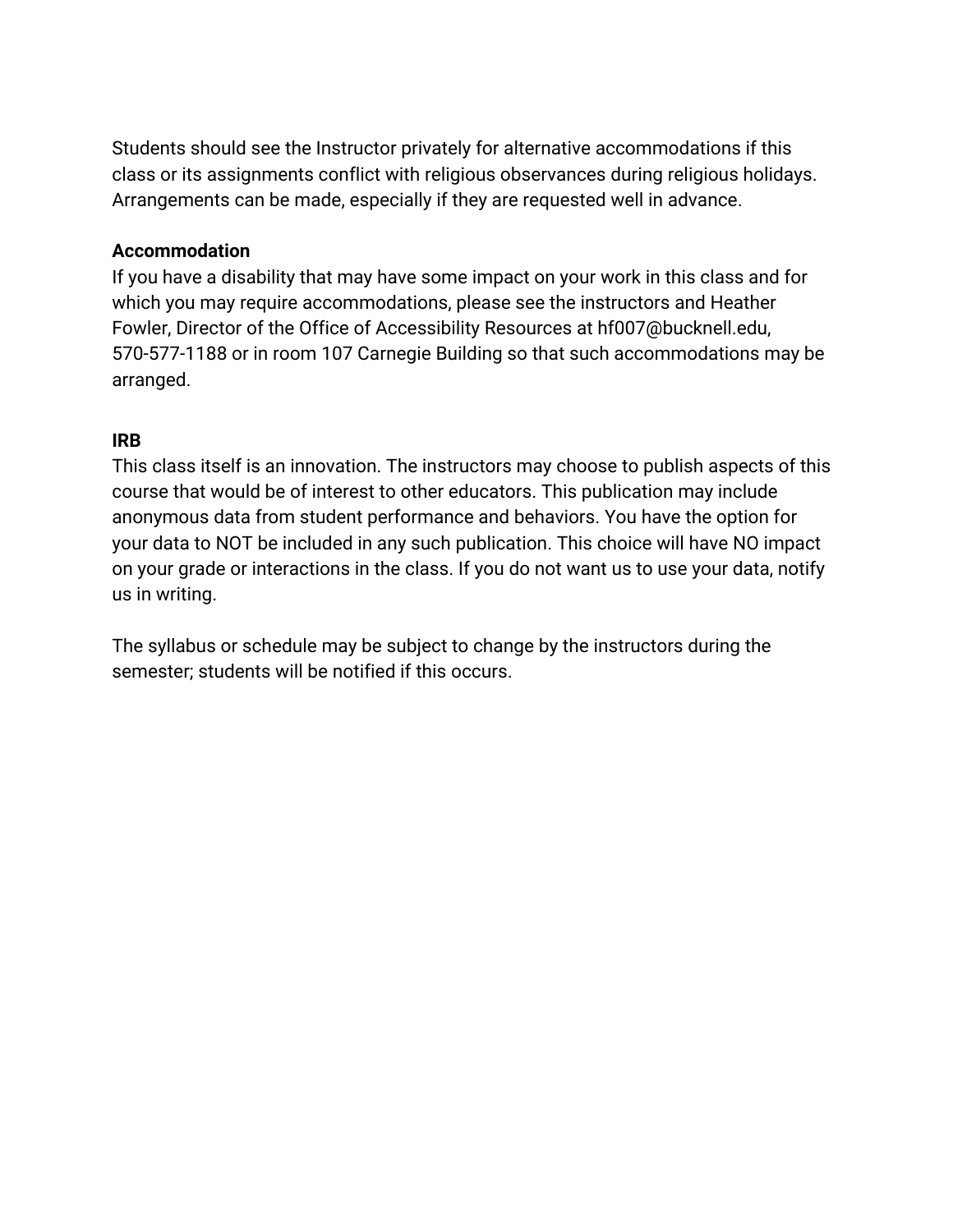Students should see the Instructor privately for alternative accommodations if this class or its assignments conflict with religious observances during religious holidays. Arrangements can be made, especially if they are requested well in advance.

**Accommodation**

If you have a disability that may have some impact on your work in this class and for which you may require accommodations, please see the instructors and Heather Fowler, Director of the Office of Accessibility Resources at hf007@bucknell.edu, 570-577-1188 or in room 107 Carnegie Building so that such accommodations may be arranged.

**IRB**

This class itself is an innovation. The instructors may choose to publish aspects of this course that would be of interest to other educators. This publication may include anonymous data from student performance and behaviors. You have the option for your data to NOT be included in any such publication. This choice will have NO impact on your grade or interactions in the class. If you do not want us to use your data, notify us in writing.

The syllabus or schedule may be subject to change by the instructors during the semester; students will be notified if this occurs.